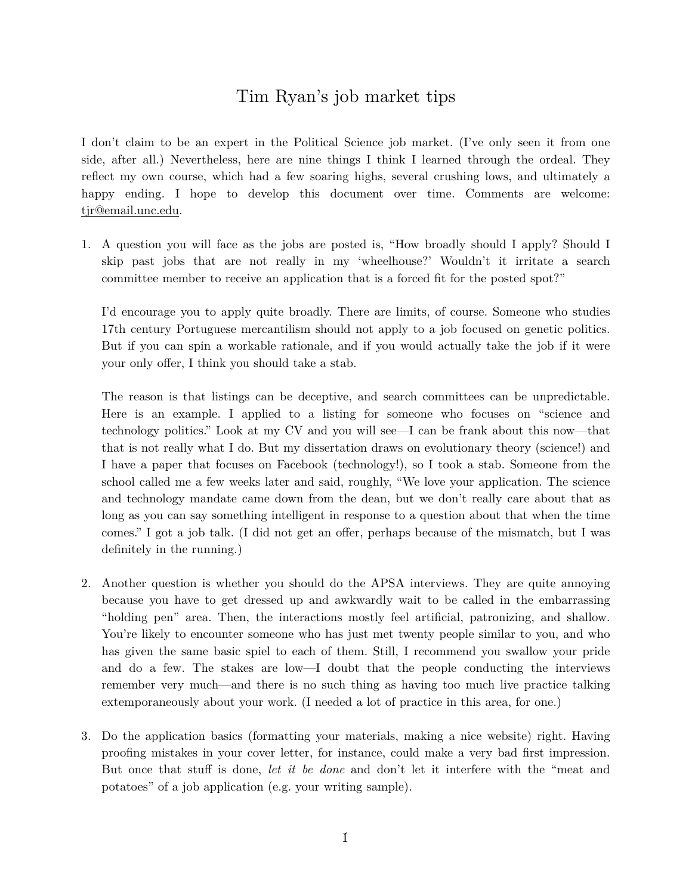# Tim Ryan's job market tips

I don't claim to be an expert in the Political Science job market. (I've only seen it from one side, after all.) Nevertheless, here are nine things I think I learned through the ordeal. They reflect my own course, which had a few soaring highs, several crushing lows, and ultimately a happy ending. I hope to develop this document over time. Comments are welcome: tjr@email.unc.edu.

1. A question you will face as the jobs are posted is, "How broadly should I apply? Should I skip past jobs that are not really in my 'wheelhouse?' Wouldn't it irritate a search committee member to receive an application that is a forced fit for the posted spot?"

   I'd encourage you to apply quite broadly. There are limits, of course. Someone who studies 17th century Portuguese mercantilism should not apply to a job focused on genetic politics. But if you can spin a workable rationale, and if you would actually take the job if it were your only offer, I think you should take a stab.

   The reason is that listings can be deceptive, and search committees can be unpredictable. Here is an example. I applied to a listing for someone who focuses on "science and technology politics." Look at my CV and you will see—I can be frank about this now—that that is not really what I do. But my dissertation draws on evolutionary theory (science!) and I have a paper that focuses on Facebook (technology!), so I took a stab. Someone from the school called me a few weeks later and said, roughly, "We love your application. The science and technology mandate came down from the dean, but we don't really care about that as long as you can say something intelligent in response to a question about that when the time comes." I got a job talk. (I did not get an offer, perhaps because of the mismatch, but I was definitely in the running.)

2. Another question is whether you should do the APSA interviews. They are quite annoying because you have to get dressed up and awkwardly wait to be called in the embarrassing "holding pen" area. Then, the interactions mostly feel artificial, patronizing, and shallow. You're likely to encounter someone who has just met twenty people similar to you, and who has given the same basic spiel to each of them. Still, I recommend you swallow your pride and do a few. The stakes are low—I doubt that the people conducting the interviews remember very much—and there is no such thing as having too much live practice talking extemporaneously about your work. (I needed a lot of practice in this area, for one.)

3. Do the application basics (formatting your materials, making a nice website) right. Having proofing mistakes in your cover letter, for instance, could make a very bad first impression. But once that stuff is done, *let it be done* and don't let it interfere with the "meat and potatoes" of a job application (e.g. your writing sample).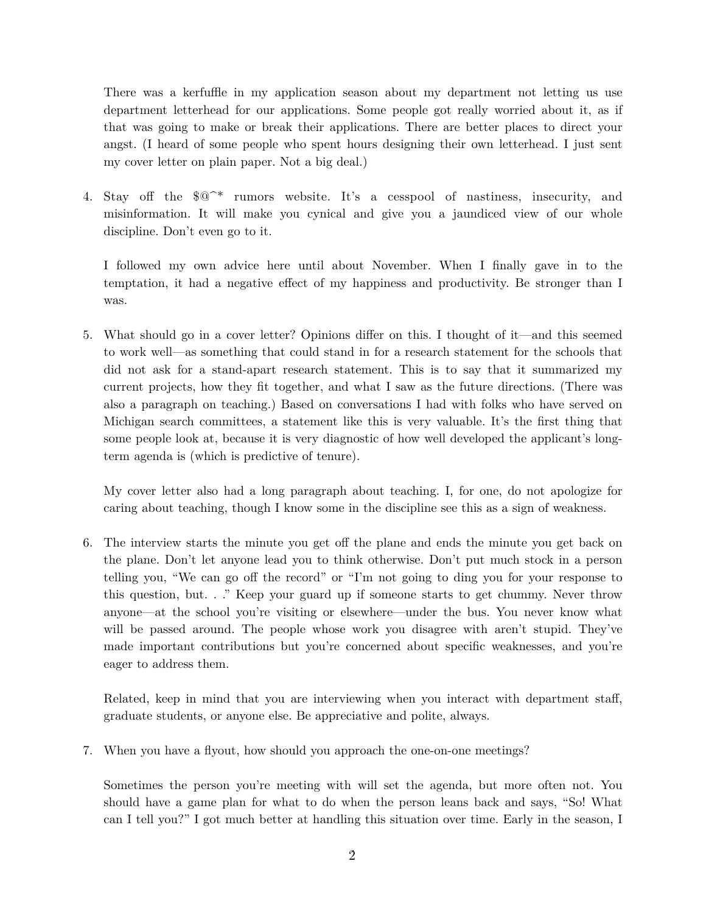There was a kerfuffle in my application season about my department not letting us use department letterhead for our applications. Some people got really worried about it, as if that was going to make or break their applications. There are better places to direct your angst. (I heard of some people who spent hours designing their own letterhead. I just sent my cover letter on plain paper. Not a big deal.)

4. Stay off the $@^* rumors website. It's a cesspool of nastiness, insecurity, and misinformation. It will make you cynical and give you a jaundiced view of our whole discipline. Don't even go to it.

   I followed my own advice here until about November. When I finally gave in to the temptation, it had a negative effect of my happiness and productivity. Be stronger than I was.

5. What should go in a cover letter? Opinions differ on this. I thought of it—and this seemed to work well—as something that could stand in for a research statement for the schools that did not ask for a stand-apart research statement. This is to say that it summarized my current projects, how they fit together, and what I saw as the future directions. (There was also a paragraph on teaching.) Based on conversations I had with folks who have served on Michigan search committees, a statement like this is very valuable. It's the first thing that some people look at, because it is very diagnostic of how well developed the applicant's long-term agenda is (which is predictive of tenure).

   My cover letter also had a long paragraph about teaching. I, for one, do not apologize for caring about teaching, though I know some in the discipline see this as a sign of weakness.

6. The interview starts the minute you get off the plane and ends the minute you get back on the plane. Don't let anyone lead you to think otherwise. Don't put much stock in a person telling you, "We can go off the record" or "I'm not going to ding you for your response to this question, but. . ." Keep your guard up if someone starts to get chummy. Never throw anyone—at the school you're visiting or elsewhere—under the bus. You never know what will be passed around. The people whose work you disagree with aren't stupid. They've made important contributions but you're concerned about specific weaknesses, and you're eager to address them.

   Related, keep in mind that you are interviewing when you interact with department staff, graduate students, or anyone else. Be appreciative and polite, always.

7. When you have a flyout, how should you approach the one-on-one meetings?

   Sometimes the person you're meeting with will set the agenda, but more often not. You should have a game plan for what to do when the person leans back and says, "So! What can I tell you?" I got much better at handling this situation over time. Early in the season, I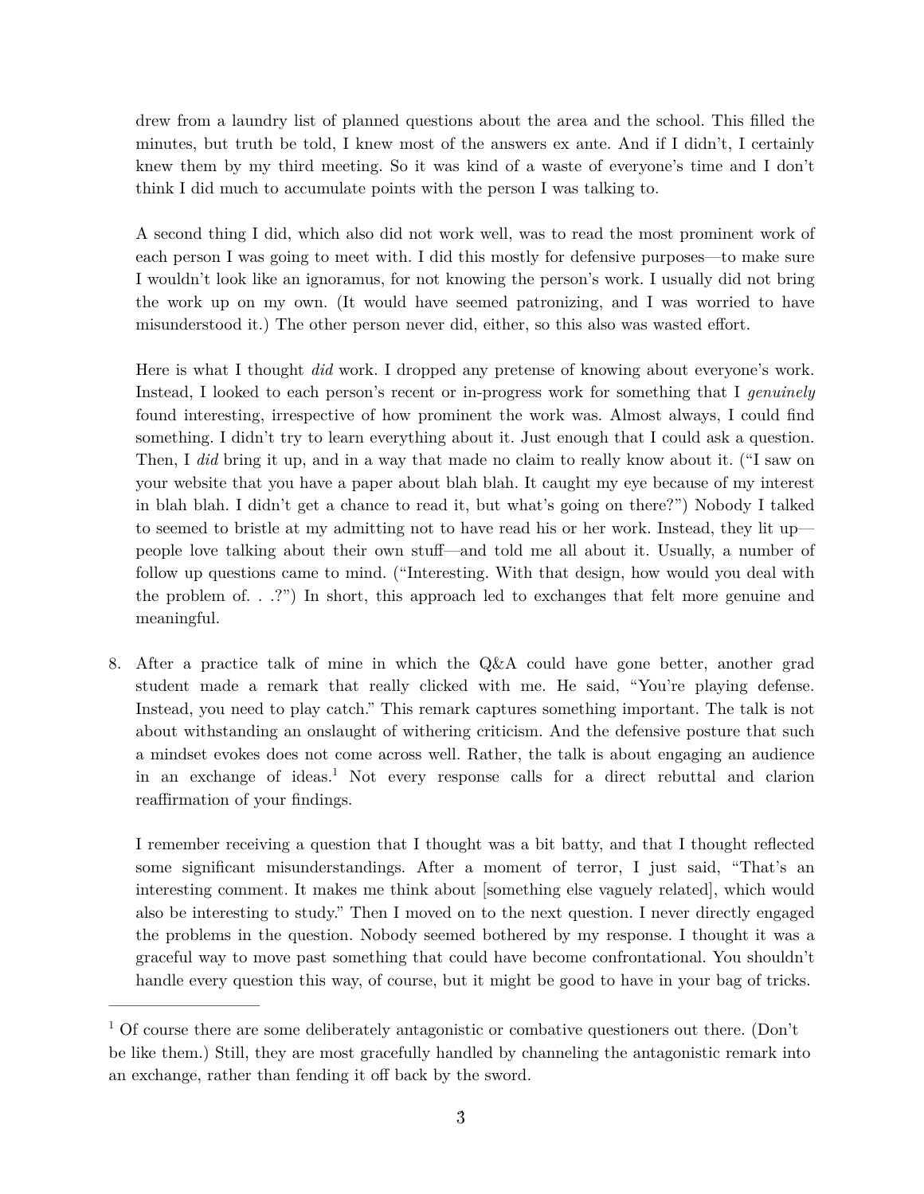drew from a laundry list of planned questions about the area and the school. This filled the minutes, but truth be told, I knew most of the answers ex ante. And if I didn't, I certainly knew them by my third meeting. So it was kind of a waste of everyone's time and I don't think I did much to accumulate points with the person I was talking to.

A second thing I did, which also did not work well, was to read the most prominent work of each person I was going to meet with. I did this mostly for defensive purposes—to make sure I wouldn't look like an ignoramus, for not knowing the person's work. I usually did not bring the work up on my own. (It would have seemed patronizing, and I was worried to have misunderstood it.) The other person never did, either, so this also was wasted effort.

Here is what I thought *did* work. I dropped any pretense of knowing about everyone's work. Instead, I looked to each person's recent or in-progress work for something that I *genuinely* found interesting, irrespective of how prominent the work was. Almost always, I could find something. I didn't try to learn everything about it. Just enough that I could ask a question. Then, I *did* bring it up, and in a way that made no claim to really know about it. ("I saw on your website that you have a paper about blah blah. It caught my eye because of my interest in blah blah. I didn't get a chance to read it, but what's going on there?") Nobody I talked to seemed to bristle at my admitting not to have read his or her work. Instead, they lit up—people love talking about their own stuff—and told me all about it. Usually, a number of follow up questions came to mind. ("Interesting. With that design, how would you deal with the problem of. . .?") In short, this approach led to exchanges that felt more genuine and meaningful.

8. After a practice talk of mine in which the Q&A could have gone better, another grad student made a remark that really clicked with me. He said, "You're playing defense. Instead, you need to play catch." This remark captures something important. The talk is not about withstanding an onslaught of withering criticism. And the defensive posture that such a mindset evokes does not come across well. Rather, the talk is about engaging an audience in an exchange of ideas.[1] Not every response calls for a direct rebuttal and clarion reaffirmation of your findings.

   I remember receiving a question that I thought was a bit batty, and that I thought reflected some significant misunderstandings. After a moment of terror, I just said, "That's an interesting comment. It makes me think about [something else vaguely related], which would also be interesting to study." Then I moved on to the next question. I never directly engaged the problems in the question. Nobody seemed bothered by my response. I thought it was a graceful way to move past something that could have become confrontational. You shouldn't handle every question this way, of course, but it might be good to have in your bag of tricks.

---

[1] Of course there are some deliberately antagonistic or combative questioners out there. (Don't be like them.) Still, they are most gracefully handled by channeling the antagonistic remark into an exchange, rather than fending it off back by the sword.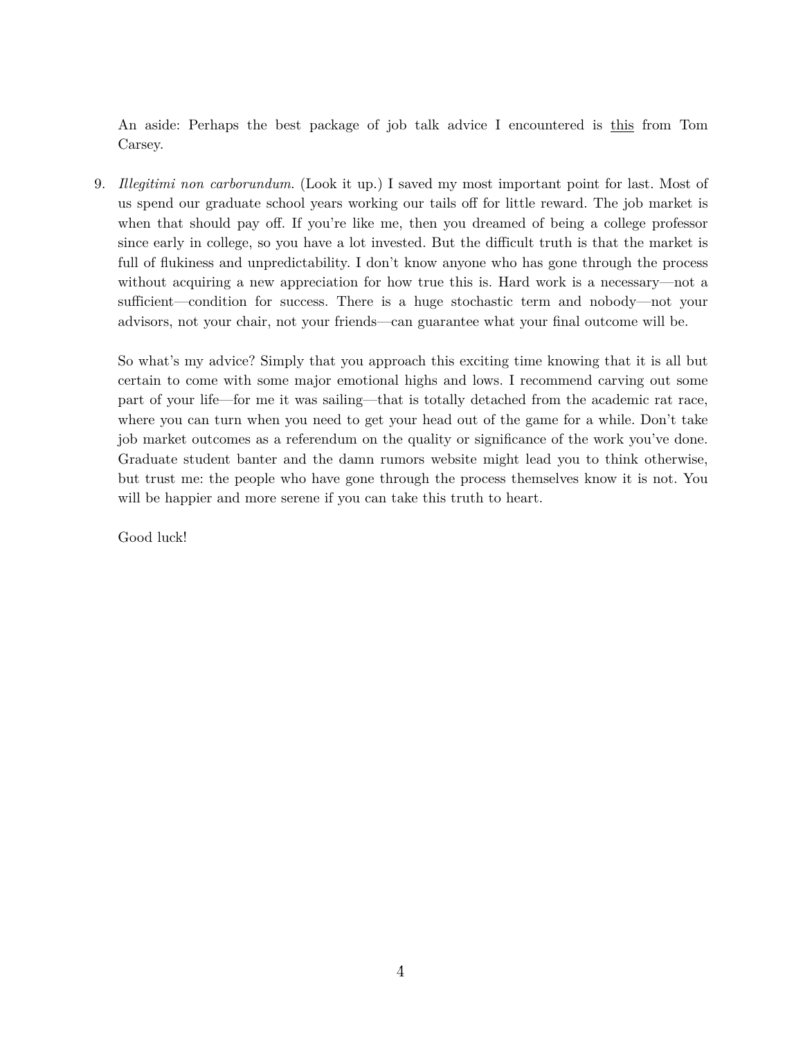An aside: Perhaps the best package of job talk advice I encountered is this from Tom Carsey.

9. *Illegitimi non carborundum.* (Look it up.) I saved my most important point for last. Most of us spend our graduate school years working our tails off for little reward. The job market is when that should pay off. If you're like me, then you dreamed of being a college professor since early in college, so you have a lot invested. But the difficult truth is that the market is full of flukiness and unpredictability. I don't know anyone who has gone through the process without acquiring a new appreciation for how true this is. Hard work is a necessary—not a sufficient—condition for success. There is a huge stochastic term and nobody—not your advisors, not your chair, not your friends—can guarantee what your final outcome will be.

   So what's my advice? Simply that you approach this exciting time knowing that it is all but certain to come with some major emotional highs and lows. I recommend carving out some part of your life—for me it was sailing—that is totally detached from the academic rat race, where you can turn when you need to get your head out of the game for a while. Don't take job market outcomes as a referendum on the quality or significance of the work you've done. Graduate student banter and the damn rumors website might lead you to think otherwise, but trust me: the people who have gone through the process themselves know it is not. You will be happier and more serene if you can take this truth to heart.

   Good luck!